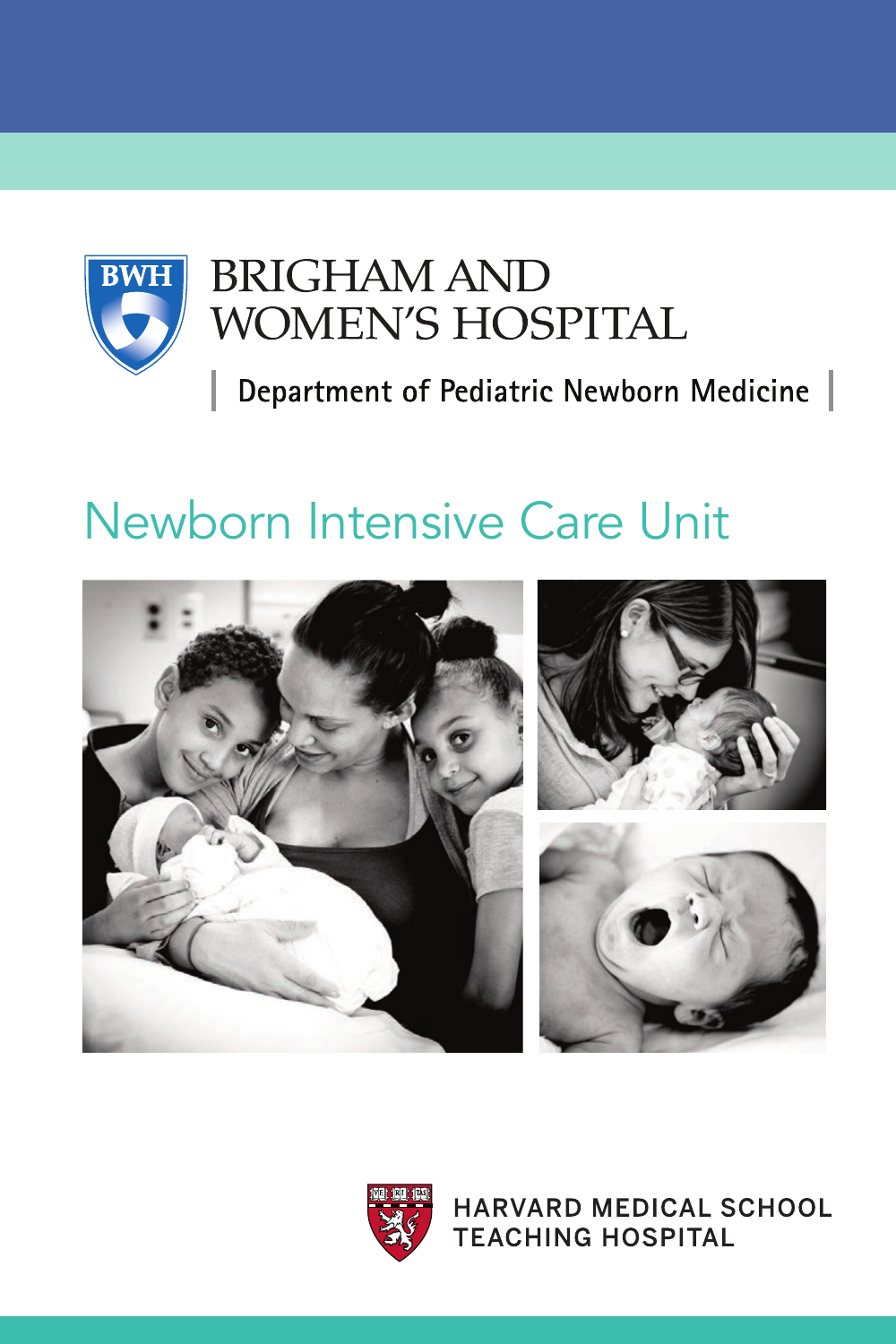BRIGHAM AND WOMEN'S HOSPITAL

Department of Pediatric Newborn Medicine

# Newborn Intensive Care Unit

HARVARD MEDICAL SCHOOL TEACHING HOSPITAL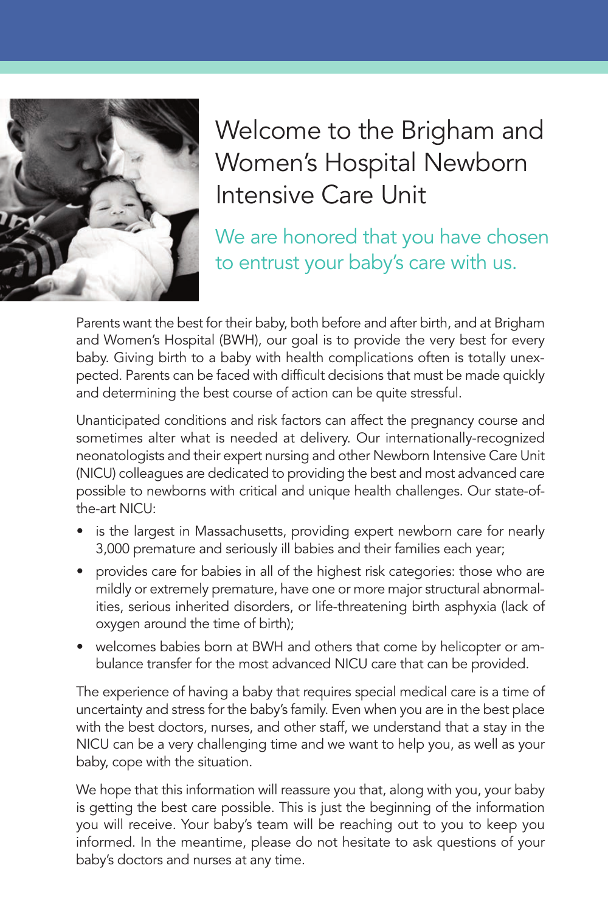# Welcome to the Brigham and Women's Hospital Newborn Intensive Care Unit

## We are honored that you have chosen to entrust your baby's care with us.

Parents want the best for their baby, both before and after birth, and at Brigham and Women's Hospital (BWH), our goal is to provide the very best for every baby. Giving birth to a baby with health complications often is totally unexpected. Parents can be faced with difficult decisions that must be made quickly and determining the best course of action can be quite stressful.

Unanticipated conditions and risk factors can affect the pregnancy course and sometimes alter what is needed at delivery. Our internationally-recognized neonatologists and their expert nursing and other Newborn Intensive Care Unit (NICU) colleagues are dedicated to providing the best and most advanced care possible to newborns with critical and unique health challenges. Our state-of-the-art NICU:

- is the largest in Massachusetts, providing expert newborn care for nearly 3,000 premature and seriously ill babies and their families each year;
- provides care for babies in all of the highest risk categories: those who are mildly or extremely premature, have one or more major structural abnormalities, serious inherited disorders, or life-threatening birth asphyxia (lack of oxygen around the time of birth);
- welcomes babies born at BWH and others that come by helicopter or ambulance transfer for the most advanced NICU care that can be provided.

The experience of having a baby that requires special medical care is a time of uncertainty and stress for the baby's family. Even when you are in the best place with the best doctors, nurses, and other staff, we understand that a stay in the NICU can be a very challenging time and we want to help you, as well as your baby, cope with the situation.

We hope that this information will reassure you that, along with you, your baby is getting the best care possible. This is just the beginning of the information you will receive. Your baby's team will be reaching out to you to keep you informed. In the meantime, please do not hesitate to ask questions of your baby's doctors and nurses at any time.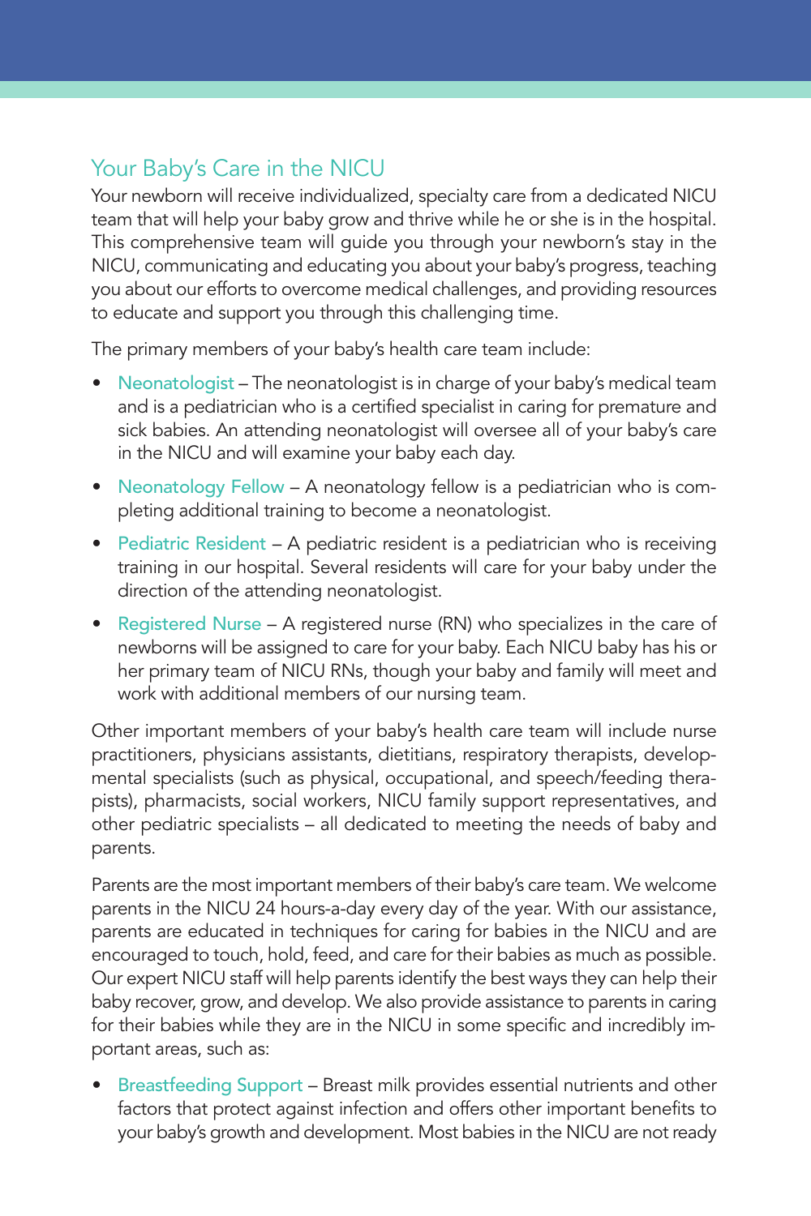## Your Baby's Care in the NICU

Your newborn will receive individualized, specialty care from a dedicated NICU team that will help your baby grow and thrive while he or she is in the hospital. This comprehensive team will guide you through your newborn's stay in the NICU, communicating and educating you about your baby's progress, teaching you about our efforts to overcome medical challenges, and providing resources to educate and support you through this challenging time.

The primary members of your baby's health care team include:

- Neonatologist – The neonatologist is in charge of your baby's medical team and is a pediatrician who is a certified specialist in caring for premature and sick babies. An attending neonatologist will oversee all of your baby's care in the NICU and will examine your baby each day.
- Neonatology Fellow – A neonatology fellow is a pediatrician who is completing additional training to become a neonatologist.
- Pediatric Resident – A pediatric resident is a pediatrician who is receiving training in our hospital. Several residents will care for your baby under the direction of the attending neonatologist.
- Registered Nurse – A registered nurse (RN) who specializes in the care of newborns will be assigned to care for your baby. Each NICU baby has his or her primary team of NICU RNs, though your baby and family will meet and work with additional members of our nursing team.

Other important members of your baby's health care team will include nurse practitioners, physicians assistants, dietitians, respiratory therapists, developmental specialists (such as physical, occupational, and speech/feeding therapists), pharmacists, social workers, NICU family support representatives, and other pediatric specialists – all dedicated to meeting the needs of baby and parents.

Parents are the most important members of their baby's care team. We welcome parents in the NICU 24 hours-a-day every day of the year. With our assistance, parents are educated in techniques for caring for babies in the NICU and are encouraged to touch, hold, feed, and care for their babies as much as possible. Our expert NICU staff will help parents identify the best ways they can help their baby recover, grow, and develop. We also provide assistance to parents in caring for their babies while they are in the NICU in some specific and incredibly important areas, such as:

- Breastfeeding Support – Breast milk provides essential nutrients and other factors that protect against infection and offers other important benefits to your baby's growth and development. Most babies in the NICU are not ready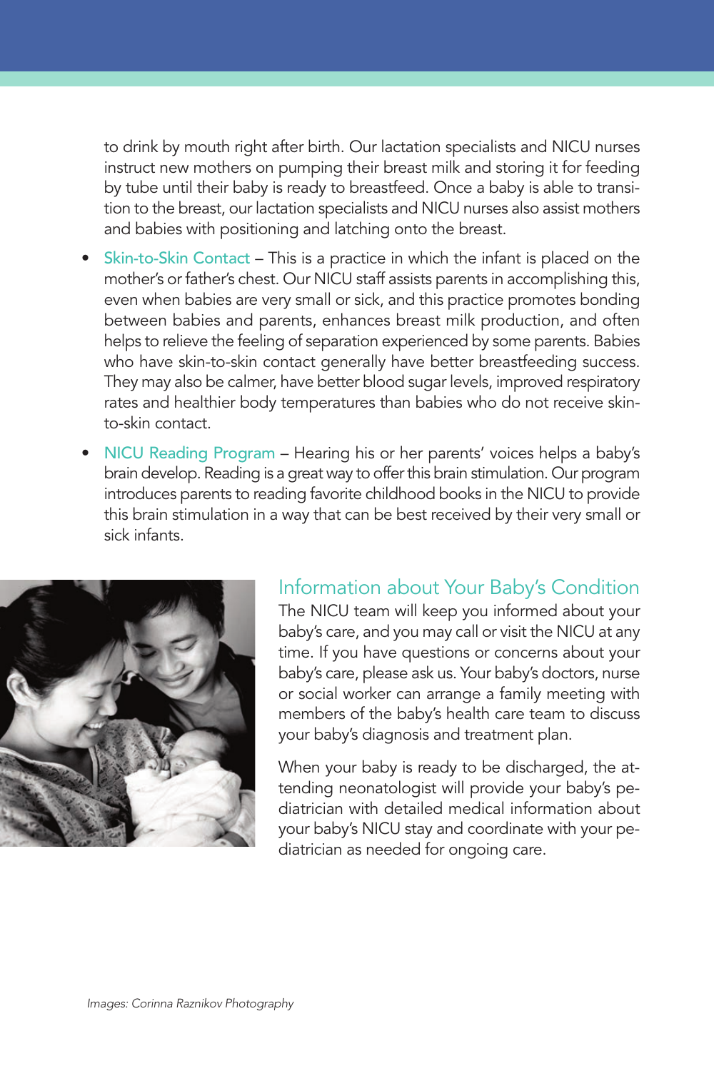to drink by mouth right after birth. Our lactation specialists and NICU nurses instruct new mothers on pumping their breast milk and storing it for feeding by tube until their baby is ready to breastfeed. Once a baby is able to transition to the breast, our lactation specialists and NICU nurses also assist mothers and babies with positioning and latching onto the breast.

- Skin-to-Skin Contact – This is a practice in which the infant is placed on the mother's or father's chest. Our NICU staff assists parents in accomplishing this, even when babies are very small or sick, and this practice promotes bonding between babies and parents, enhances breast milk production, and often helps to relieve the feeling of separation experienced by some parents. Babies who have skin-to-skin contact generally have better breastfeeding success. They may also be calmer, have better blood sugar levels, improved respiratory rates and healthier body temperatures than babies who do not receive skin-to-skin contact.
- NICU Reading Program – Hearing his or her parents' voices helps a baby's brain develop. Reading is a great way to offer this brain stimulation. Our program introduces parents to reading favorite childhood books in the NICU to provide this brain stimulation in a way that can be best received by their very small or sick infants.

## Information about Your Baby's Condition

The NICU team will keep you informed about your baby's care, and you may call or visit the NICU at any time. If you have questions or concerns about your baby's care, please ask us. Your baby's doctors, nurse or social worker can arrange a family meeting with members of the baby's health care team to discuss your baby's diagnosis and treatment plan.

When your baby is ready to be discharged, the attending neonatologist will provide your baby's pediatrician with detailed medical information about your baby's NICU stay and coordinate with your pediatrician as needed for ongoing care.

*Images: Corinna Raznikov Photography*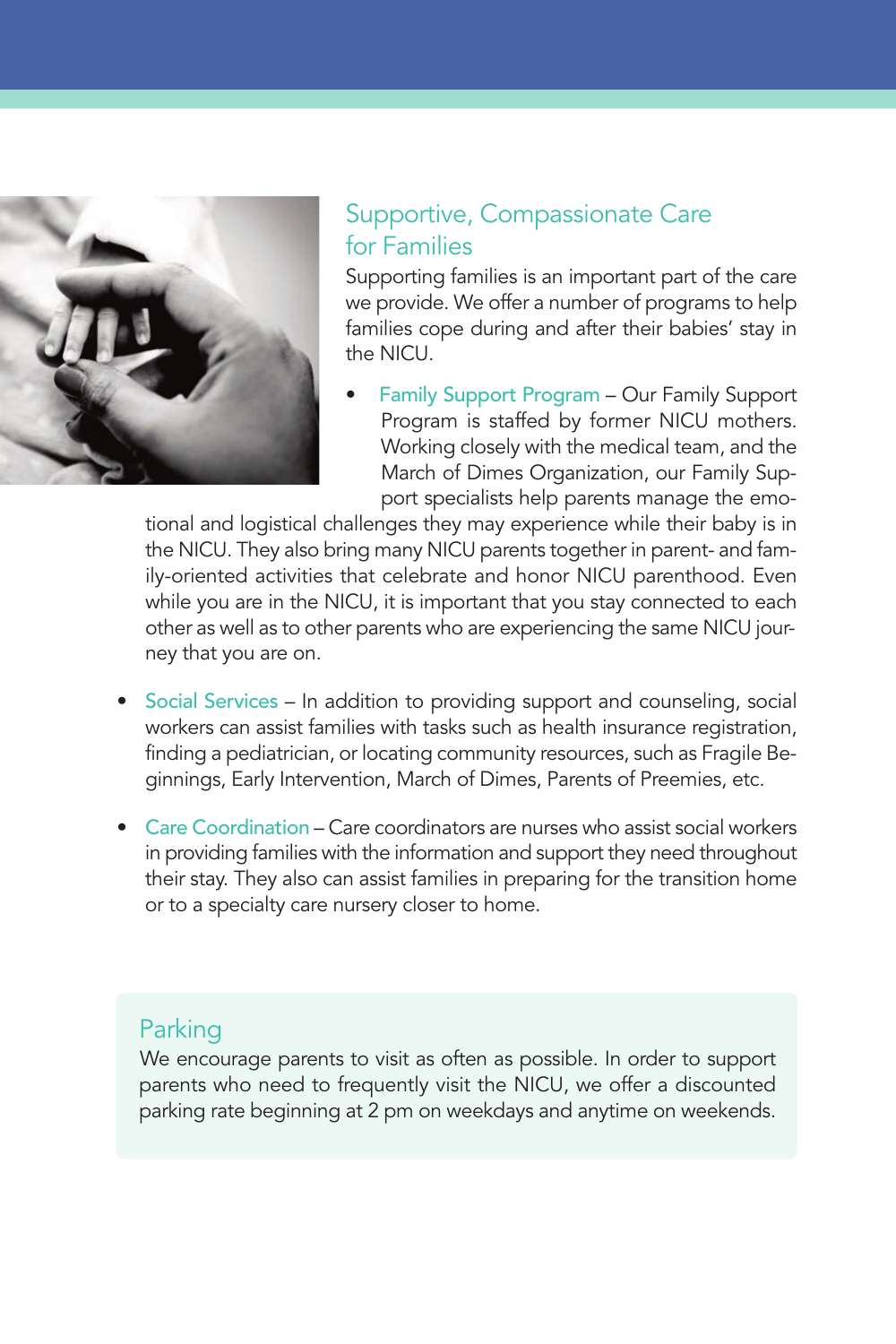## Supportive, Compassionate Care for Families

Supporting families is an important part of the care we provide. We offer a number of programs to help families cope during and after their babies' stay in the NICU.

- Family Support Program – Our Family Support Program is staffed by former NICU mothers. Working closely with the medical team, and the March of Dimes Organization, our Family Support specialists help parents manage the emotional and logistical challenges they may experience while their baby is in the NICU. They also bring many NICU parents together in parent- and family-oriented activities that celebrate and honor NICU parenthood. Even while you are in the NICU, it is important that you stay connected to each other as well as to other parents who are experiencing the same NICU journey that you are on.

- Social Services – In addition to providing support and counseling, social workers can assist families with tasks such as health insurance registration, finding a pediatrician, or locating community resources, such as Fragile Beginnings, Early Intervention, March of Dimes, Parents of Preemies, etc.

- Care Coordination – Care coordinators are nurses who assist social workers in providing families with the information and support they need throughout their stay. They also can assist families in preparing for the transition home or to a specialty care nursery closer to home.

## Parking

We encourage parents to visit as often as possible. In order to support parents who need to frequently visit the NICU, we offer a discounted parking rate beginning at 2 pm on weekdays and anytime on weekends.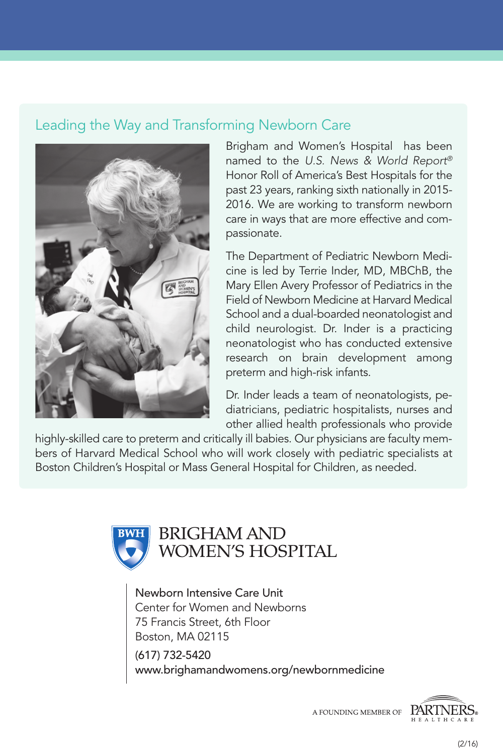## Leading the Way and Transforming Newborn Care

Brigham and Women's Hospital has been named to the *U.S. News & World Report®* Honor Roll of America's Best Hospitals for the past 23 years, ranking sixth nationally in 2015-2016. We are working to transform newborn care in ways that are more effective and compassionate.

The Department of Pediatric Newborn Medicine is led by Terrie Inder, MD, MBChB, the Mary Ellen Avery Professor of Pediatrics in the Field of Newborn Medicine at Harvard Medical School and a dual-boarded neonatologist and child neurologist. Dr. Inder is a practicing neonatologist who has conducted extensive research on brain development among preterm and high-risk infants.

Dr. Inder leads a team of neonatologists, pediatricians, pediatric hospitalists, nurses and other allied health professionals who provide highly-skilled care to preterm and critically ill babies. Our physicians are faculty members of Harvard Medical School who will work closely with pediatric specialists at Boston Children's Hospital or Mass General Hospital for Children, as needed.

BWH

BRIGHAM AND WOMEN'S HOSPITAL

Newborn Intensive Care Unit
Center for Women and Newborns
75 Francis Street, 6th Floor
Boston, MA 02115

(617) 732-5420
www.brighamandwomens.org/newbornmedicine

A FOUNDING MEMBER OF PARTNERS® HEALTHCARE

(2/16)